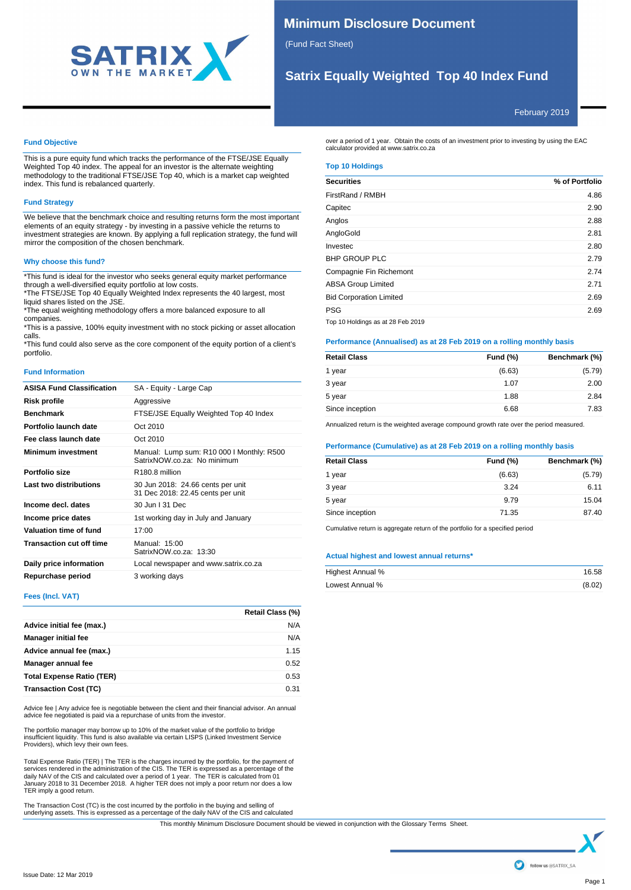# Minimum Disclosure Document

(Fund Fact Sheet)

## Satrix Equally Weighted Top 40 Index Fund

February 2019

### Fund Objective

This is a pure equity fund which tracks the performance of the FTSE/JSE Equally Weighted Top 40 index. The appeal for an investor is the alternate weighting methodology to the traditional FTSE/JSE Top 40, which is a market cap weighted index. This fund is rebalanced quarterly.

### Fund Strategy

We believe that the benchmark choice and resulting returns form the most important elements of an equity strategy - by investing in a passive vehicle the returns to investment strategies are known. By applying a full replication strategy, the fund will mirror the composition of the chosen benchmark.

### Why choose this fund?

*This fund is ideal for the investor who seeks general equity market performance through a well-diversified equity portfolio at low costs.
*The FTSE/JSE Top 40 Equally Weighted Index represents the 40 largest, most liquid shares listed on the JSE.
*The equal weighting methodology offers a more balanced exposure to all companies.
*This is a passive, 100% equity investment with no stock picking or asset allocation calls.
*This fund could also serve as the core component of the equity portion of a client's portfolio.

### Fund Information

| | |
|---|---|
| **ASISA Fund Classification** | SA - Equity - Large Cap |
| **Risk profile** | Aggressive |
| **Benchmark** | FTSE/JSE Equally Weighted Top 40 Index |
| **Portfolio launch date** | Oct 2010 |
| **Fee class launch date** | Oct 2010 |
| **Minimum investment** | Manual: Lump sum: R10 000 I Monthly: R500<br>SatrixNOW.co.za: No minimum |
| **Portfolio size** | R180.8 million |
| **Last two distributions** | 30 Jun 2018: 24.66 cents per unit<br>31 Dec 2018: 22.45 cents per unit |
| **Income decl. dates** | 30 Jun I 31 Dec |
| **Income price dates** | 1st working day in July and January |
| **Valuation time of fund** | 17:00 |
| **Transaction cut off time** | Manual: 15:00<br>SatrixNOW.co.za: 13:30 |
| **Daily price information** | Local newspaper and www.satrix.co.za |
| **Repurchase period** | 3 working days |

### Fees (Incl. VAT)

| | Retail Class (%) |
|---|---|
| **Advice initial fee (max.)** | N/A |
| **Manager initial fee** | N/A |
| **Advice annual fee (max.)** | 1.15 |
| **Manager annual fee** | 0.52 |
| **Total Expense Ratio (TER)** | 0.53 |
| **Transaction Cost (TC)** | 0.31 |

Advice fee | Any advice fee is negotiable between the client and their financial advisor. An annual advice fee negotiated is paid via a repurchase of units from the investor.

The portfolio manager may borrow up to 10% of the market value of the portfolio to bridge insufficient liquidity. This fund is also available via certain LISPS (Linked Investment Service Providers), which levy their own fees.

Total Expense Ratio (TER) | The TER is the charges incurred by the portfolio, for the payment of services rendered in the administration of the CIS. The TER is expressed as a percentage of the daily NAV of the CIS and calculated over a period of 1 year. The TER is calculated from 01 January 2018 to 31 December 2018. A higher TER does not imply a poor return nor does a low TER imply a good return.

The Transaction Cost (TC) is the cost incurred by the portfolio in the buying and selling of underlying assets. This is expressed as a percentage of the daily NAV of the CIS and calculated over a period of 1 year. Obtain the costs of an investment prior to investing by using the EAC calculator provided at www.satrix.co.za

### Top 10 Holdings

| Securities | % of Portfolio |
|---|---|
| FirstRand / RMBH | 4.86 |
| Capitec | 2.90 |
| Anglos | 2.88 |
| AngloGold | 2.81 |
| Investec | 2.80 |
| BHP GROUP PLC | 2.79 |
| Compagnie Fin Richemont | 2.74 |
| ABSA Group Limited | 2.71 |
| Bid Corporation Limited | 2.69 |
| PSG | 2.69 |

Top 10 Holdings as at 28 Feb 2019

### Performance (Annualised) as at 28 Feb 2019 on a rolling monthly basis

| Retail Class | Fund (%) | Benchmark (%) |
|---|---|---|
| 1 year | (6.63) | (5.79) |
| 3 year | 1.07 | 2.00 |
| 5 year | 1.88 | 2.84 |
| Since inception | 6.68 | 7.83 |

Annualized return is the weighted average compound growth rate over the period measured.

### Performance (Cumulative) as at 28 Feb 2019 on a rolling monthly basis

| Retail Class | Fund (%) | Benchmark (%) |
|---|---|---|
| 1 year | (6.63) | (5.79) |
| 3 year | 3.24 | 6.11 |
| 5 year | 9.79 | 15.04 |
| Since inception | 71.35 | 87.40 |

Cumulative return is aggregate return of the portfolio for a specified period

### Actual highest and lowest annual returns*

| | |
|---|---|
| Highest Annual % | 16.58 |
| Lowest Annual % | (8.02) |

This monthly Minimum Disclosure Document should be viewed in conjunction with the Glossary Terms Sheet.

Issue Date: 12 Mar 2019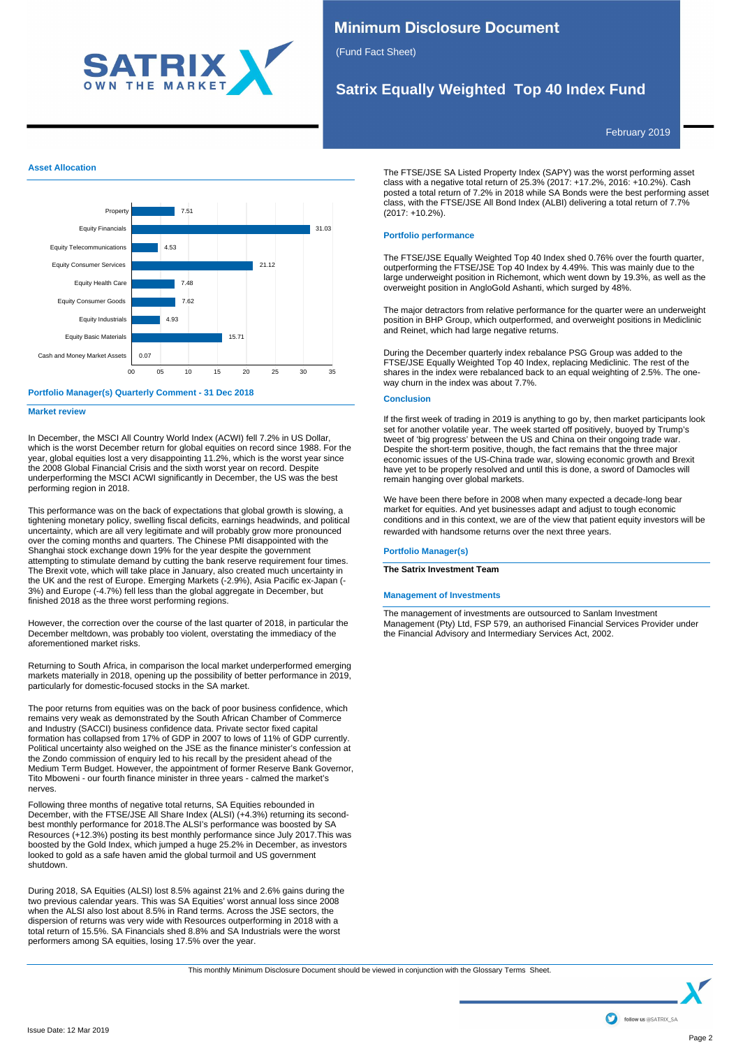# Minimum Disclosure Document

(Fund Fact Sheet)

## Satrix Equally Weighted Top 40 Index Fund

February 2019

### Asset Allocation

| Asset | % |
| --- | --- |
| Property | 7.51 |
| Equity Financials | 31.03 |
| Equity Telecommunications | 4.53 |
| Equity Consumer Services | 21.12 |
| Equity Health Care | 7.48 |
| Equity Consumer Goods | 7.62 |
| Equity Industrials | 4.93 |
| Equity Basic Materials | 15.71 |
| Cash and Money Market Assets | 0.07 |

### Portfolio Manager(s) Quarterly Comment - 31 Dec 2018

#### Market review

In December, the MSCI All Country World Index (ACWI) fell 7.2% in US Dollar, which is the worst December return for global equities on record since 1988. For the year, global equities lost a very disappointing 11.2%, which is the worst year since the 2008 Global Financial Crisis and the sixth worst year on record. Despite underperforming the MSCI ACWI significantly in December, the US was the best performing region in 2018.

This performance was on the back of expectations that global growth is slowing, a tightening monetary policy, swelling fiscal deficits, earnings headwinds, and political uncertainty, which are all very legitimate and will probably grow more pronounced over the coming months and quarters. The Chinese PMI disappointed with the Shanghai stock exchange down 19% for the year despite the government attempting to stimulate demand by cutting the bank reserve requirement four times. The Brexit vote, which will take place in January, also created much uncertainty in the UK and the rest of Europe. Emerging Markets (-2.9%), Asia Pacific ex-Japan (-3%) and Europe (-4.7%) fell less than the global aggregate in December, but finished 2018 as the three worst performing regions.

However, the correction over the course of the last quarter of 2018, in particular the December meltdown, was probably too violent, overstating the immediacy of the aforementioned market risks.

Returning to South Africa, in comparison the local market underperformed emerging markets materially in 2018, opening up the possibility of better performance in 2019, particularly for domestic-focused stocks in the SA market.

The poor returns from equities was on the back of poor business confidence, which remains very weak as demonstrated by the South African Chamber of Commerce and Industry (SACCI) business confidence data. Private sector fixed capital formation has collapsed from 17% of GDP in 2007 to lows of 11% of GDP currently. Political uncertainty also weighed on the JSE as the finance minister's confession at the Zondo commission of enquiry led to his recall by the president ahead of the Medium Term Budget. However, the appointment of former Reserve Bank Governor, Tito Mboweni - our fourth finance minister in three years - calmed the market's nerves.

Following three months of negative total returns, SA Equities rebounded in December, with the FTSE/JSE All Share Index (ALSI) (+4.3%) returning its second-best monthly performance for 2018. The ALSI's performance was boosted by SA Resources (+12.3%) posting its best monthly performance since July 2017.This was boosted by the Gold Index, which jumped a huge 25.2% in December, as investors looked to gold as a safe haven amid the global turmoil and US government shutdown.

During 2018, SA Equities (ALSI) lost 8.5% against 21% and 2.6% gains during the two previous calendar years. This was SA Equities' worst annual loss since 2008 when the ALSI also lost about 8.5% in Rand terms. Across the JSE sectors, the dispersion of returns was very wide with Resources outperforming in 2018 with a total return of 15.5%. SA Financials shed 8.8% and SA Industrials were the worst performers among SA equities, losing 17.5% over the year.

The FTSE/JSE SA Listed Property Index (SAPY) was the worst performing asset class with a negative total return of 25.3% (2017: +17.2%, 2016: +10.2%). Cash posted a total return of 7.2% in 2018 while SA Bonds were the best performing asset class, with the FTSE/JSE All Bond Index (ALBI) delivering a total return of 7.7% (2017: +10.2%).

#### Portfolio performance

The FTSE/JSE Equally Weighted Top 40 Index shed 0.76% over the fourth quarter, outperforming the FTSE/JSE Top 40 Index by 4.49%. This was mainly due to the large underweight position in Richemont, which went down by 19.3%, as well as the overweight position in AngloGold Ashanti, which surged by 48%.

The major detractors from relative performance for the quarter were an underweight position in BHP Group, which outperformed, and overweight positions in Mediclinic and Reinet, which had large negative returns.

During the December quarterly index rebalance PSG Group was added to the FTSE/JSE Equally Weighted Top 40 Index, replacing Mediclinic. The rest of the shares in the index were rebalanced back to an equal weighting of 2.5%. The one-way churn in the index was about 7.7%.

#### Conclusion

If the first week of trading in 2019 is anything to go by, then market participants look set for another volatile year. The week started off positively, buoyed by Trump's tweet of 'big progress' between the US and China on their ongoing trade war. Despite the short-term positive, though, the fact remains that the three major economic issues of the US-China trade war, slowing economic growth and Brexit have yet to be properly resolved and until this is done, a sword of Damocles will remain hanging over global markets.

We have been there before in 2008 when many expected a decade-long bear market for equities. And yet businesses adapt and adjust to tough economic conditions and in this context, we are of the view that patient equity investors will be rewarded with handsome returns over the next three years.

### Portfolio Manager(s)

**The Satrix Investment Team**

### Management of Investments

The management of investments are outsourced to Sanlam Investment Management (Pty) Ltd, FSP 579, an authorised Financial Services Provider under the Financial Advisory and Intermediary Services Act, 2002.

This monthly Minimum Disclosure Document should be viewed in conjunction with the Glossary Terms Sheet.

Issue Date: 12 Mar 2019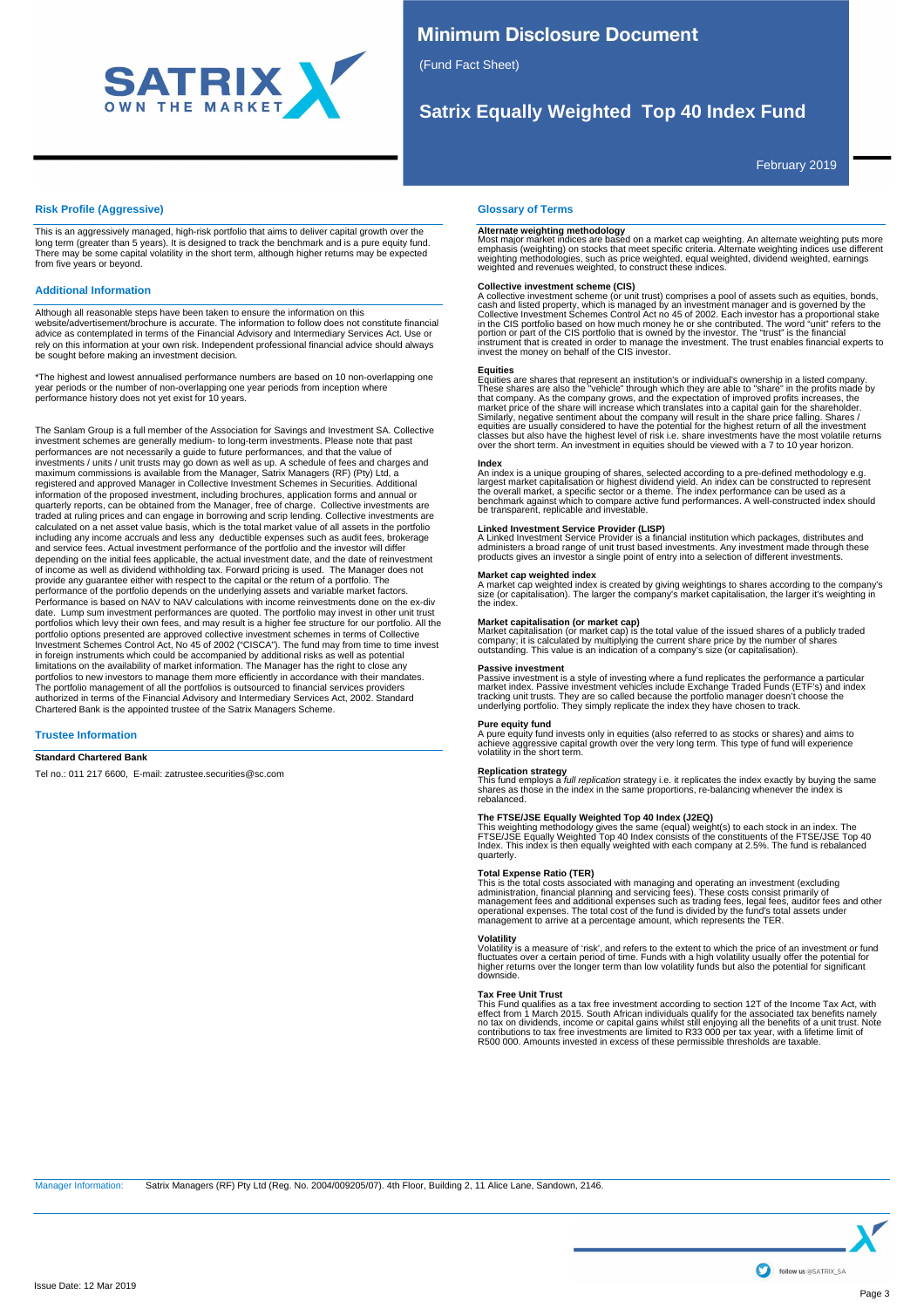# Minimum Disclosure Document

(Fund Fact Sheet)

## Satrix Equally Weighted Top 40 Index Fund

February 2019

### Risk Profile (Aggressive)

This is an aggressively managed, high-risk portfolio that aims to deliver capital growth over the long term (greater than 5 years). It is designed to track the benchmark and is a pure equity fund. There may be some capital volatility in the short term, although higher returns may be expected from five years or beyond.

### Additional Information

Although all reasonable steps have been taken to ensure the information on this website/advertisement/brochure is accurate. The information to follow does not constitute financial advice as contemplated in terms of the Financial Advisory and Intermediary Services Act. Use or rely on this information at your own risk. Independent professional financial advice should always be sought before making an investment decision.

*The highest and lowest annualised performance numbers are based on 10 non-overlapping one year periods or the number of non-overlapping one year periods from inception where performance history does not yet exist for 10 years.

The Sanlam Group is a full member of the Association for Savings and Investment SA. Collective investment schemes are generally medium- to long-term investments. Please note that past performances are not necessarily a guide to future performances, and that the value of investments / units / unit trusts may go down as well as up. A schedule of fees and charges and maximum commissions is available from the Manager, Satrix Managers (RF) (Pty) Ltd, a registered and approved Manager in Collective Investment Schemes in Securities. Additional information of the proposed investment, including brochures, application forms and annual or quarterly reports, can be obtained from the Manager, free of charge. Collective investments are traded at ruling prices and can engage in borrowing and scrip lending. Collective investments are calculated on a net asset value basis, which is the total market value of all assets in the portfolio including any income accruals and less any deductible expenses such as audit fees, brokerage and service fees. Actual investment performance of the portfolio and the investor will differ depending on the initial fees applicable, the actual investment date, and the date of reinvestment of income as well as dividend withholding tax. Forward pricing is used. The Manager does not provide any guarantee either with respect to the capital or the return of a portfolio. The performance of the portfolio depends on the underlying assets and variable market factors. Performance is based on NAV to NAV calculations with income reinvestments done on the ex-div date. Lump sum investment performances are quoted. The portfolio may invest in other unit trust portfolios which levy their own fees, and may result is a higher fee structure for our portfolio. All the portfolio options presented are approved collective investment schemes in terms of Collective Investment Schemes Control Act, No 45 of 2002 ("CISCA"). The fund may from time to time invest in foreign instruments which could be accompanied by additional risks as well as potential limitations on the availability of market information. The Manager has the right to close any portfolios to new investors to manage them more efficiently in accordance with their mandates. The portfolio management of all the portfolios is outsourced to financial services providers authorized in terms of the Financial Advisory and Intermediary Services Act, 2002. Standard Chartered Bank is the appointed trustee of the Satrix Managers Scheme.

### Trustee Information

**Standard Chartered Bank**

Tel no.: 011 217 6600, E-mail: zatrustee.securities@sc.com

### Glossary of Terms

**Alternate weighting methodology**
Most major market indices are based on a market cap weighting. An alternate weighting puts more emphasis (weighting) on stocks that meet specific criteria. Alternate weighting indices use different weighting methodologies, such as price weighted, equal weighted, dividend weighted, earnings weighted and revenues weighted, to construct these indices.

**Collective investment scheme (CIS)**
A collective investment scheme (or unit trust) comprises a pool of assets such as equities, bonds, cash and listed property, which is managed by an investment manager and is governed by the Collective Investment Schemes Control Act no 45 of 2002. Each investor has a proportional stake in the CIS portfolio based on how much money he or she contributed. The word "unit" refers to the portion or part of the CIS portfolio that is owned by the investor. The "trust" is the financial instrument that is created in order to manage the investment. The trust enables financial experts to invest the money on behalf of the CIS investor.

**Equities**
Equities are shares that represent an institution's or individual's ownership in a listed company. These shares are also the "vehicle" through which they are able to "share" in the profits made by that company. As the company grows, and the expectation of improved profits increases, the market price of the share will increase which translates into a capital gain for the shareholder. Similarly, negative sentiment about the company will result in the share price falling. Shares / equities are usually considered to have the potential for the highest return of all the investment classes but also have the highest level of risk i.e. share investments have the most volatile returns over the short term. An investment in equities should be viewed with a 7 to 10 year horizon.

**Index**
An index is a unique grouping of shares, selected according to a pre-defined methodology e.g. largest market capitalisation or highest dividend yield. An index can be constructed to represent the overall market, a specific sector or a theme. The index performance can be used as a benchmark against which to compare active fund performances. A well-constructed index should be transparent, replicable and investable.

**Linked Investment Service Provider (LISP)**
A Linked Investment Service Provider is a financial institution which packages, distributes and administers a broad range of unit trust based investments. Any investment made through these products gives an investor a single point of entry into a selection of different investments.

**Market cap weighted index**
A market cap weighted index is created by giving weightings to shares according to the company's size (or capitalisation). The larger the company's market capitalisation, the larger it's weighting in the index.

**Market capitalisation (or market cap)**
Market capitalisation (or market cap) is the total value of the issued shares of a publicly traded company; it is calculated by multiplying the current share price by the number of shares outstanding. This value is an indication of a company's size (or capitalisation).

**Passive investment**
Passive investment is a style of investing where a fund replicates the performance a particular market index. Passive investment vehicles include Exchange Traded Funds (ETF's) and index tracking unit trusts. They are so called because the portfolio manager doesn't choose the underlying portfolio. They simply replicate the index they have chosen to track.

**Pure equity fund**
A pure equity fund invests only in equities (also referred to as stocks or shares) and aims to achieve aggressive capital growth over the very long term. This type of fund will experience volatility in the short term.

**Replication strategy**
This fund employs a *full replication* strategy i.e. it replicates the index exactly by buying the same shares as those in the index in the same proportions, re-balancing whenever the index is rebalanced.

**The FTSE/JSE Equally Weighted Top 40 Index (J2EQ)**
This weighting methodology gives the same (equal) weight(s) to each stock in an index. The FTSE/JSE Equally Weighted Top 40 Index consists of the constituents of the FTSE/JSE Top 40 Index. This index is then equally weighted with each company at 2.5%. The fund is rebalanced quarterly.

**Total Expense Ratio (TER)**
This is the total costs associated with managing and operating an investment (excluding administration, financial planning and servicing fees). These costs consist primarily of management fees and additional expenses such as trading fees, legal fees, auditor fees and other operational expenses. The total cost of the fund is divided by the fund's total assets under management to arrive at a percentage amount, which represents the TER.

**Volatility**
Volatility is a measure of 'risk', and refers to the extent to which the price of an investment or fund fluctuates over a certain period of time. Funds with a high volatility usually offer the potential for higher returns over the longer term than low volatility funds but also the potential for significant downside.

**Tax Free Unit Trust**
This Fund qualifies as a tax free investment according to section 12T of the Income Tax Act, with effect from 1 March 2015. South African individuals qualify for the associated tax benefits namely no tax on dividends, income or capital gains whilst still enjoying all the benefits of a unit trust. Note contributions to tax free investments are limited to R33 000 per tax year, with a lifetime limit of R500 000. Amounts invested in excess of these permissible thresholds are taxable.

Manager Information: Satrix Managers (RF) Pty Ltd (Reg. No. 2004/009205/07). 4th Floor, Building 2, 11 Alice Lane, Sandown, 2146.

follow us @SATRIX_SA

Issue Date: 12 Mar 2019